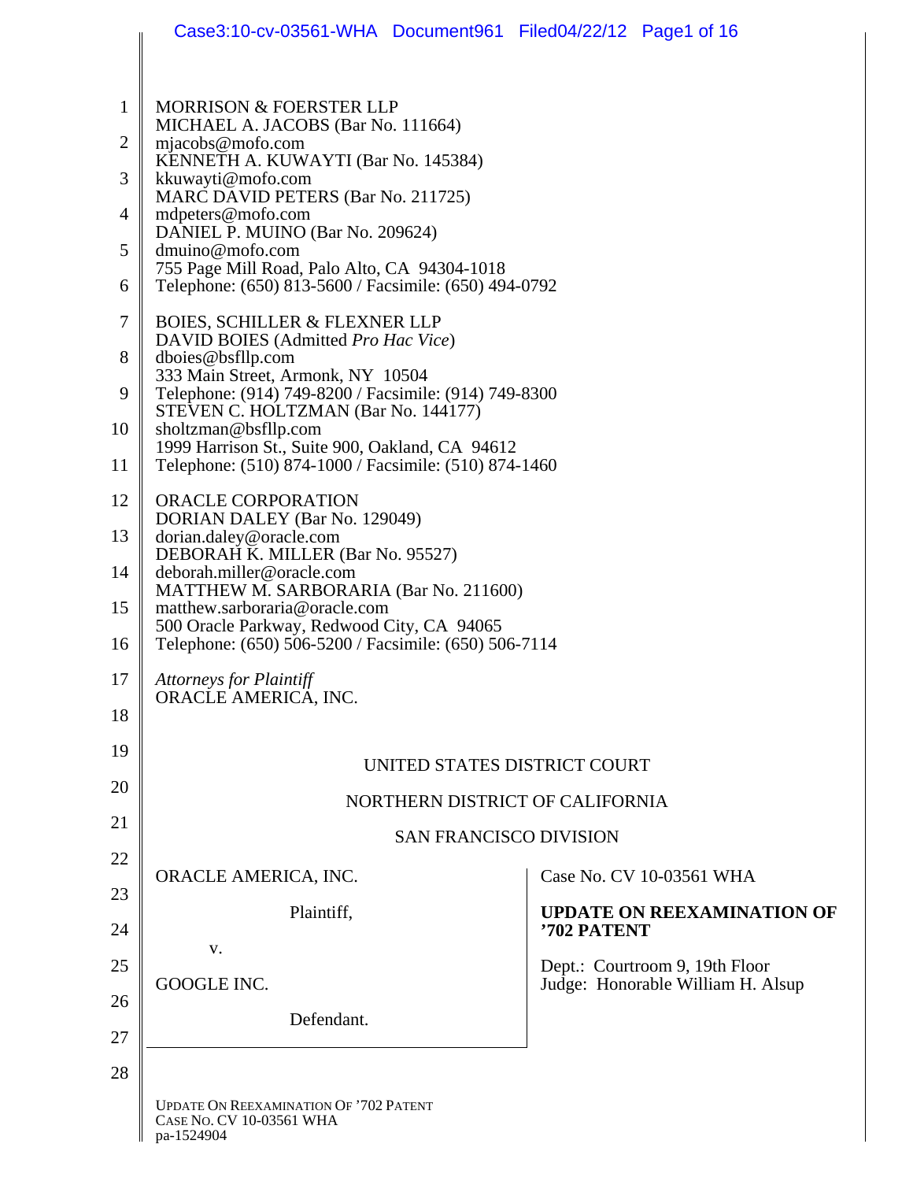MORRISON & FOERSTER LLP
MICHAEL A. JACOBS (Bar No. 111664)
mjacobs@mofo.com
KENNETH A. KUWAYTI (Bar No. 145384)
kkuwayti@mofo.com
MARC DAVID PETERS (Bar No. 211725)
mdpeters@mofo.com
DANIEL P. MUINO (Bar No. 209624)
dmuino@mofo.com
755 Page Mill Road, Palo Alto, CA 94304-1018
Telephone: (650) 813-5600 / Facsimile: (650) 494-0792

BOIES, SCHILLER & FLEXNER LLP
DAVID BOIES (Admitted *Pro Hac Vice*)
dboies@bsfllp.com
333 Main Street, Armonk, NY 10504
Telephone: (914) 749-8200 / Facsimile: (914) 749-8300
STEVEN C. HOLTZMAN (Bar No. 144177)
sholtzman@bsfllp.com
1999 Harrison St., Suite 900, Oakland, CA 94612
Telephone: (510) 874-1000 / Facsimile: (510) 874-1460

ORACLE CORPORATION
DORIAN DALEY (Bar No. 129049)
dorian.daley@oracle.com
DEBORAH K. MILLER (Bar No. 95527)
deborah.miller@oracle.com
MATTHEW M. SARBORARIA (Bar No. 211600)
matthew.sarboraria@oracle.com
500 Oracle Parkway, Redwood City, CA 94065
Telephone: (650) 506-5200 / Facsimile: (650) 506-7114

*Attorneys for Plaintiff*
ORACLE AMERICA, INC.

UNITED STATES DISTRICT COURT

NORTHERN DISTRICT OF CALIFORNIA

SAN FRANCISCO DIVISION

| | |
|---|---|
| ORACLE AMERICA, INC.<br><br>Plaintiff,<br><br>v.<br><br>GOOGLE INC.<br><br>Defendant. | Case No. CV 10-03561 WHA<br><br>**UPDATE ON REEXAMINATION OF ’702 PATENT**<br><br>Dept.: Courtroom 9, 19th Floor<br>Judge: Honorable William H. Alsup |

UPDATE ON REEXAMINATION OF ’702 PATENT
CASE NO. CV 10-03561 WHA
pa-1524904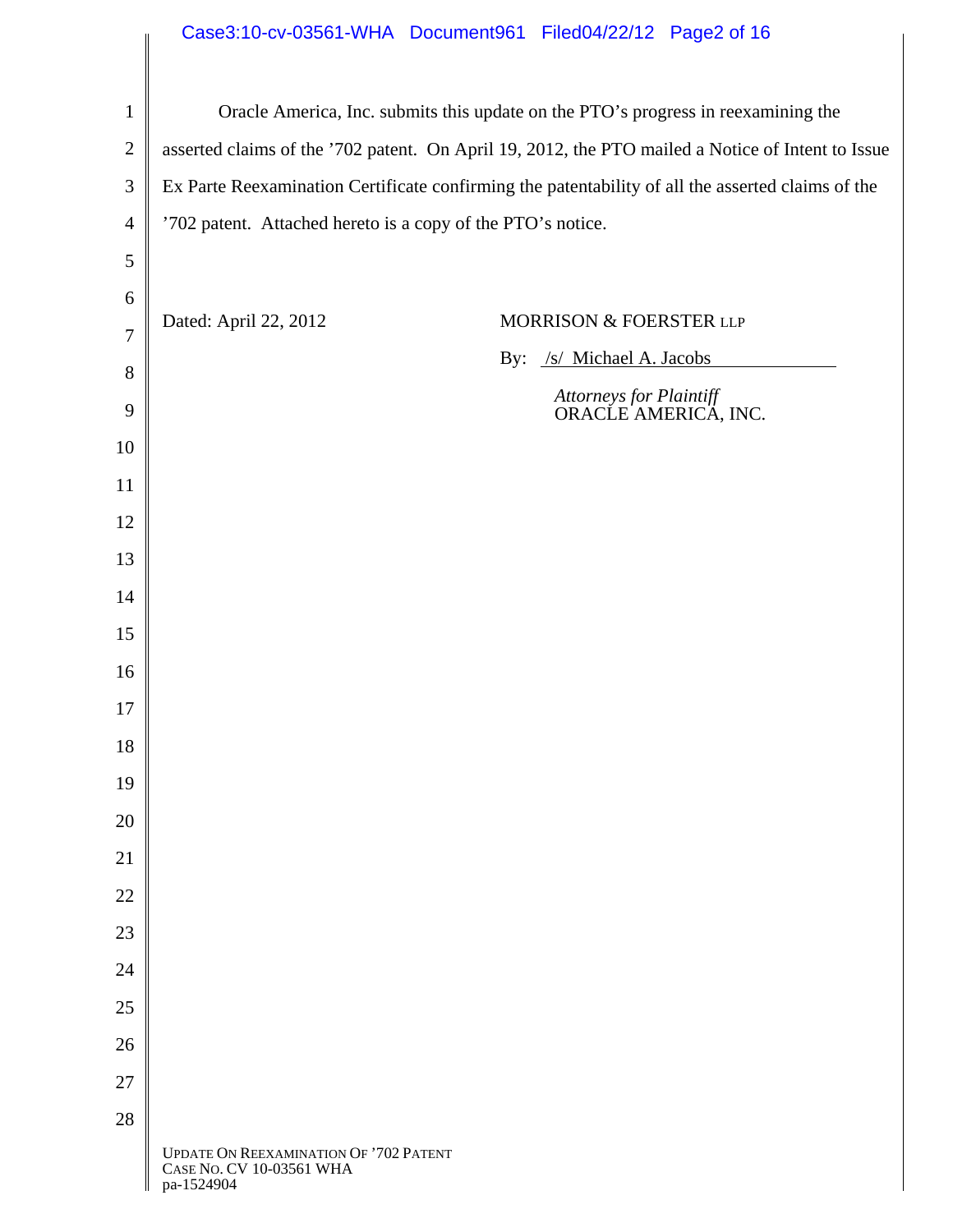Oracle America, Inc. submits this update on the PTO's progress in reexamining the asserted claims of the '702 patent. On April 19, 2012, the PTO mailed a Notice of Intent to Issue Ex Parte Reexamination Certificate confirming the patentability of all the asserted claims of the '702 patent. Attached hereto is a copy of the PTO's notice.

Dated: April 22, 2012

MORRISON & FOERSTER LLP

By: /s/ Michael A. Jacobs

*Attorneys for Plaintiff*
ORACLE AMERICA, INC.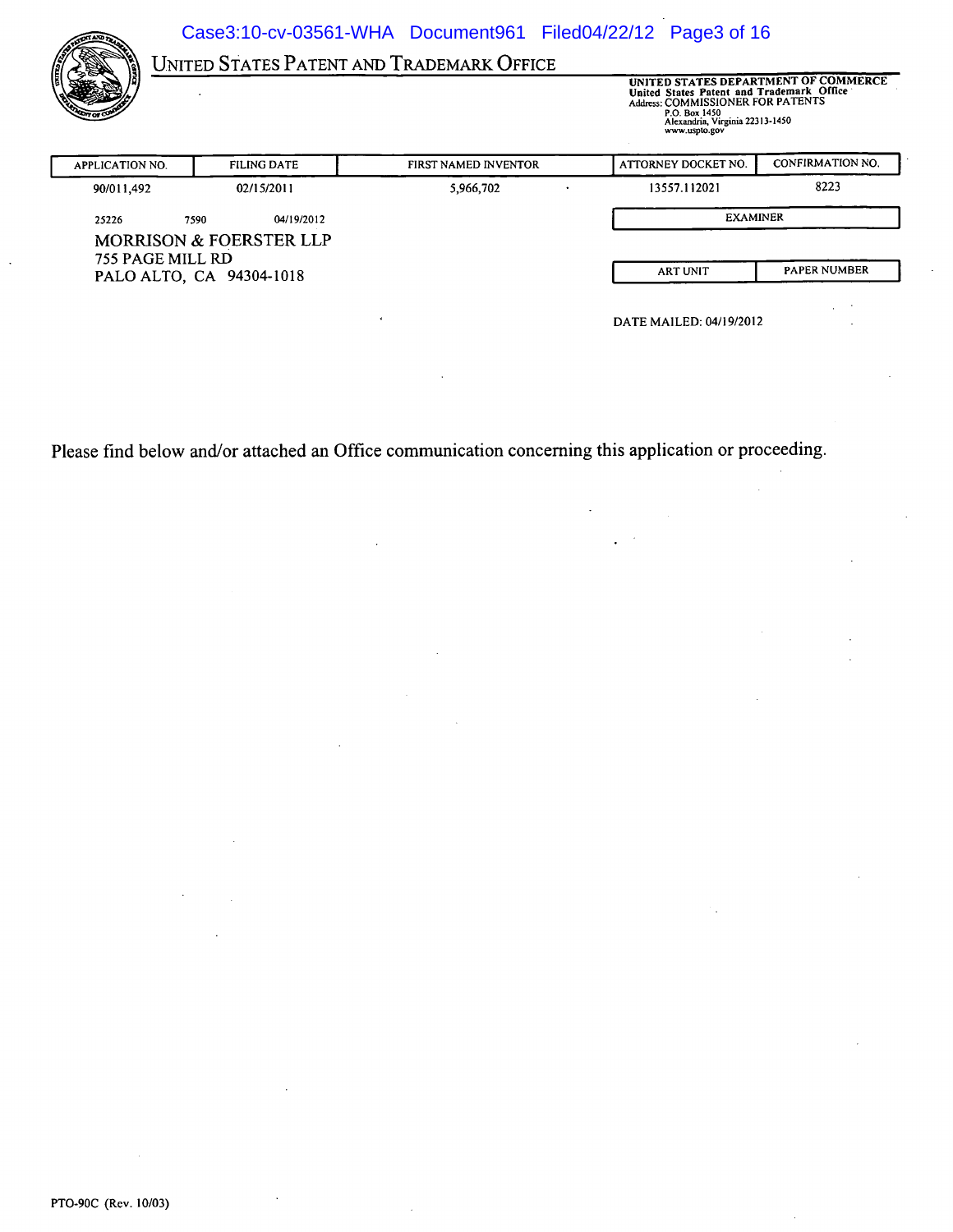# UNITED STATES PATENT AND TRADEMARK OFFICE

UNITED STATES DEPARTMENT OF COMMERCE
United States Patent and Trademark Office
Address: COMMISSIONER FOR PATENTS
P.O. Box 1450
Alexandria, Virginia 22313-1450
www.uspto.gov

| APPLICATION NO. | FILING DATE | FIRST NAMED INVENTOR | ATTORNEY DOCKET NO. | CONFIRMATION NO. |
|---|---|---|---|---|
| 90/011,492 | 02/15/2011 | 5,966,702 | 13557.112021 | 8223 |

25226 7590 04/19/2012

MORRISON & FOERSTER LLP
755 PAGE MILL RD
PALO ALTO, CA 94304-1018

| EXAMINER | |
|---|---|
| | |
| ART UNIT | PAPER NUMBER |
| | |

DATE MAILED: 04/19/2012

Please find below and/or attached an Office communication concerning this application or proceeding.

PTO-90C (Rev. 10/03)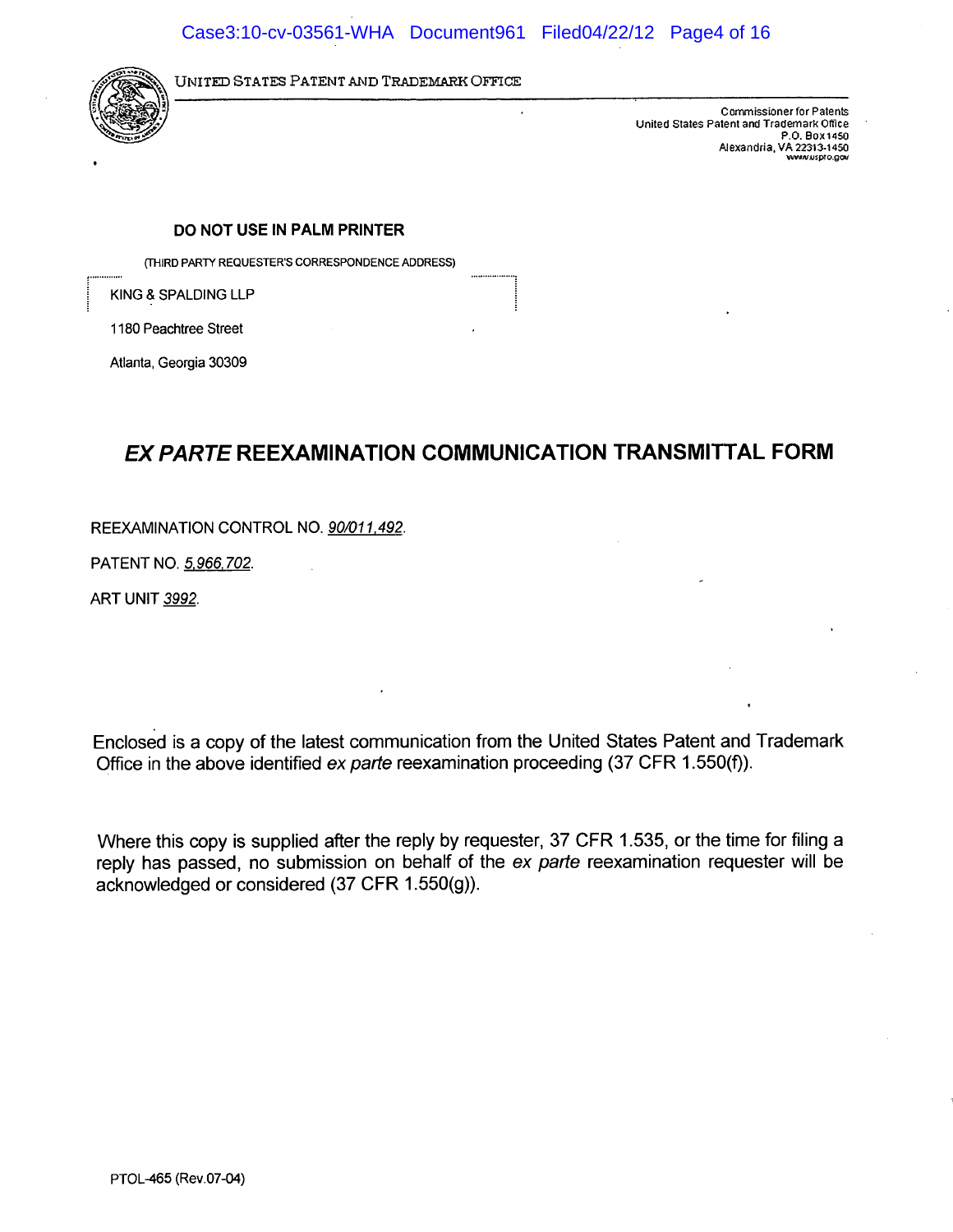UNITED STATES PATENT AND TRADEMARK OFFICE

Commissioner for Patents
United States Patent and Trademark Office
P.O. Box 1450
Alexandria, VA 22313-1450
www.uspto.gov

**DO NOT USE IN PALM PRINTER**

(THIRD PARTY REQUESTER'S CORRESPONDENCE ADDRESS)

KING & SPALDING LLP

1180 Peachtree Street

Atlanta, Georgia 30309

## *EX PARTE* REEXAMINATION COMMUNICATION TRANSMITTAL FORM

REEXAMINATION CONTROL NO. 90/011,492.

PATENT NO. 5,966,702.

ART UNIT 3992.

Enclosed is a copy of the latest communication from the United States Patent and Trademark Office in the above identified *ex parte* reexamination proceeding (37 CFR 1.550(f)).

Where this copy is supplied after the reply by requester, 37 CFR 1.535, or the time for filing a reply has passed, no submission on behalf of the *ex parte* reexamination requester will be acknowledged or considered (37 CFR 1.550(g)).

PTOL-465 (Rev.07-04)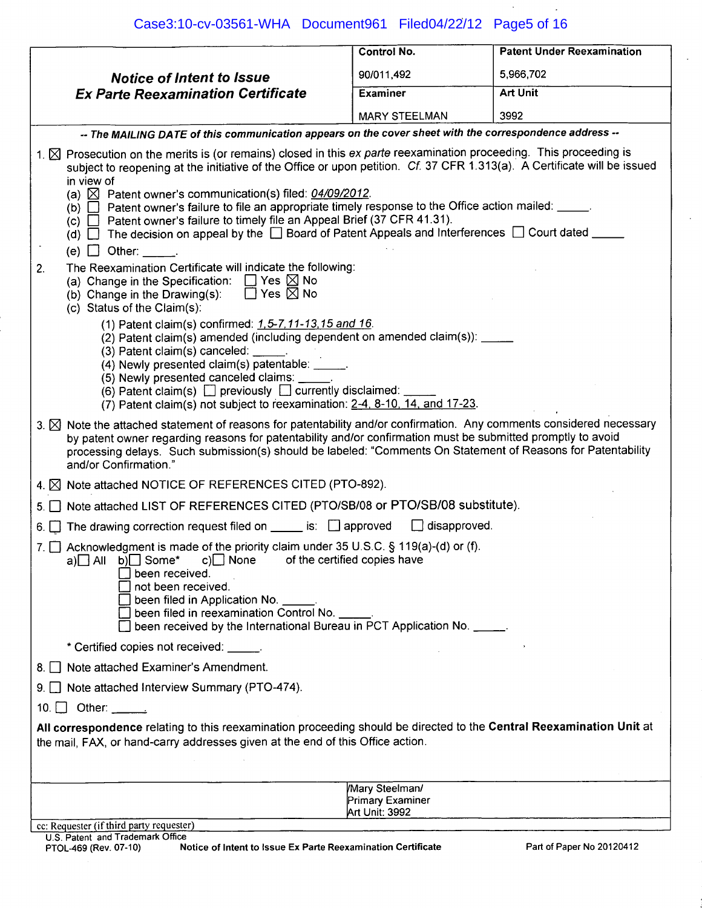| **Notice of Intent to Issue Ex Parte Reexamination Certificate** | Control No. | Patent Under Reexamination |
|---|---|---|
| | 90/011,492 | 5,966,702 |
| | Examiner | Art Unit |
| | MARY STEELMAN | 3992 |

*-- The MAILING DATE of this communication appears on the cover sheet with the correspondence address --*

1. ☒ Prosecution on the merits is (or remains) closed in this *ex parte* reexamination proceeding. This proceeding is subject to reopening at the initiative of the Office or upon petition. *Cf.* 37 CFR 1.313(a). A Certificate will be issued in view of
   - (a) ☒ Patent owner's communication(s) filed: *04/09/2012*.
   - (b) ☐ Patent owner's failure to file an appropriate timely response to the Office action mailed: _____.
   - (c) ☐ Patent owner's failure to timely file an Appeal Brief (37 CFR 41.31).
   - (d) ☐ The decision on appeal by the ☐ Board of Patent Appeals and Interferences ☐ Court dated _____
   - (e) ☐ Other: _____.

2. The Reexamination Certificate will indicate the following:
   - (a) Change in the Specification: ☐ Yes ☒ No
   - (b) Change in the Drawing(s): ☐ Yes ☒ No
   - (c) Status of the Claim(s):
     - (1) Patent claim(s) confirmed: *1,5-7,11-13,15 and 16*.
     - (2) Patent claim(s) amended (including dependent on amended claim(s)): _____
     - (3) Patent claim(s) canceled: _____.
     - (4) Newly presented claim(s) patentable: _____.
     - (5) Newly presented canceled claims: _____.
     - (6) Patent claim(s) ☐ previously ☐ currently disclaimed: _____
     - (7) Patent claim(s) not subject to reexamination: 2-4, 8-10, 14, and 17-23.

3. ☒ Note the attached statement of reasons for patentability and/or confirmation. Any comments considered necessary by patent owner regarding reasons for patentability and/or confirmation must be submitted promptly to avoid processing delays. Such submission(s) should be labeled: "Comments On Statement of Reasons for Patentability and/or Confirmation."

4. ☒ Note attached NOTICE OF REFERENCES CITED (PTO-892).

5. ☐ Note attached LIST OF REFERENCES CITED (PTO/SB/08 or PTO/SB/08 substitute).

6. ☐ The drawing correction request filed on _____ is: ☐ approved ☐ disapproved.

7. ☐ Acknowledgment is made of the priority claim under 35 U.S.C. § 119(a)-(d) or (f).
   a)☐ All b)☐ Some* c)☐ None of the certified copies have
   - ☐ been received.
   - ☐ not been received.
   - ☐ been filed in Application No. _____.
   - ☐ been filed in reexamination Control No. _____.
   - ☐ been received by the International Bureau in PCT Application No. _____.

   \* Certified copies not received: _____.

8. ☐ Note attached Examiner's Amendment.

9. ☐ Note attached Interview Summary (PTO-474).

10. ☐ Other: _____.

**All correspondence** relating to this reexamination proceeding should be directed to the **Central Reexamination Unit** at the mail, FAX, or hand-carry addresses given at the end of this Office action.

/Mary Steelman/
Primary Examiner
Art Unit: 3992

cc: Requester (if third party requester)

U.S. Patent and Trademark Office
PTOL-469 (Rev. 07-10) Notice of Intent to Issue Ex Parte Reexamination Certificate Part of Paper No 20120412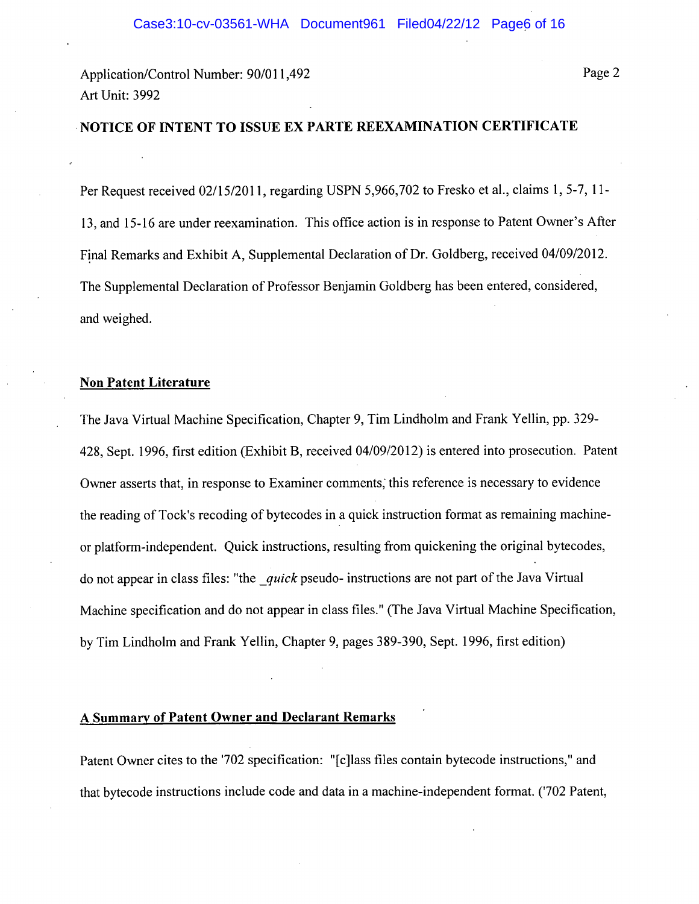Application/Control Number: 90/011,492
Art Unit: 3992

## NOTICE OF INTENT TO ISSUE EX PARTE REEXAMINATION CERTIFICATE

Per Request received 02/15/2011, regarding USPN 5,966,702 to Fresko et al., claims 1, 5-7, 11-13, and 15-16 are under reexamination. This office action is in response to Patent Owner's After Final Remarks and Exhibit A, Supplemental Declaration of Dr. Goldberg, received 04/09/2012. The Supplemental Declaration of Professor Benjamin Goldberg has been entered, considered, and weighed.

**Non Patent Literature**

The Java Virtual Machine Specification, Chapter 9, Tim Lindholm and Frank Yellin, pp. 329-428, Sept. 1996, first edition (Exhibit B, received 04/09/2012) is entered into prosecution. Patent Owner asserts that, in response to Examiner comments, this reference is necessary to evidence the reading of Tock's recoding of bytecodes in a quick instruction format as remaining machine- or platform-independent. Quick instructions, resulting from quickening the original bytecodes, do not appear in class files: "the _*quick*_ pseudo- instructions are not part of the Java Virtual Machine specification and do not appear in class files." (The Java Virtual Machine Specification, by Tim Lindholm and Frank Yellin, Chapter 9, pages 389-390, Sept. 1996, first edition)

**A Summary of Patent Owner and Declarant Remarks**

Patent Owner cites to the '702 specification: "[c]lass files contain bytecode instructions," and that bytecode instructions include code and data in a machine-independent format. ('702 Patent,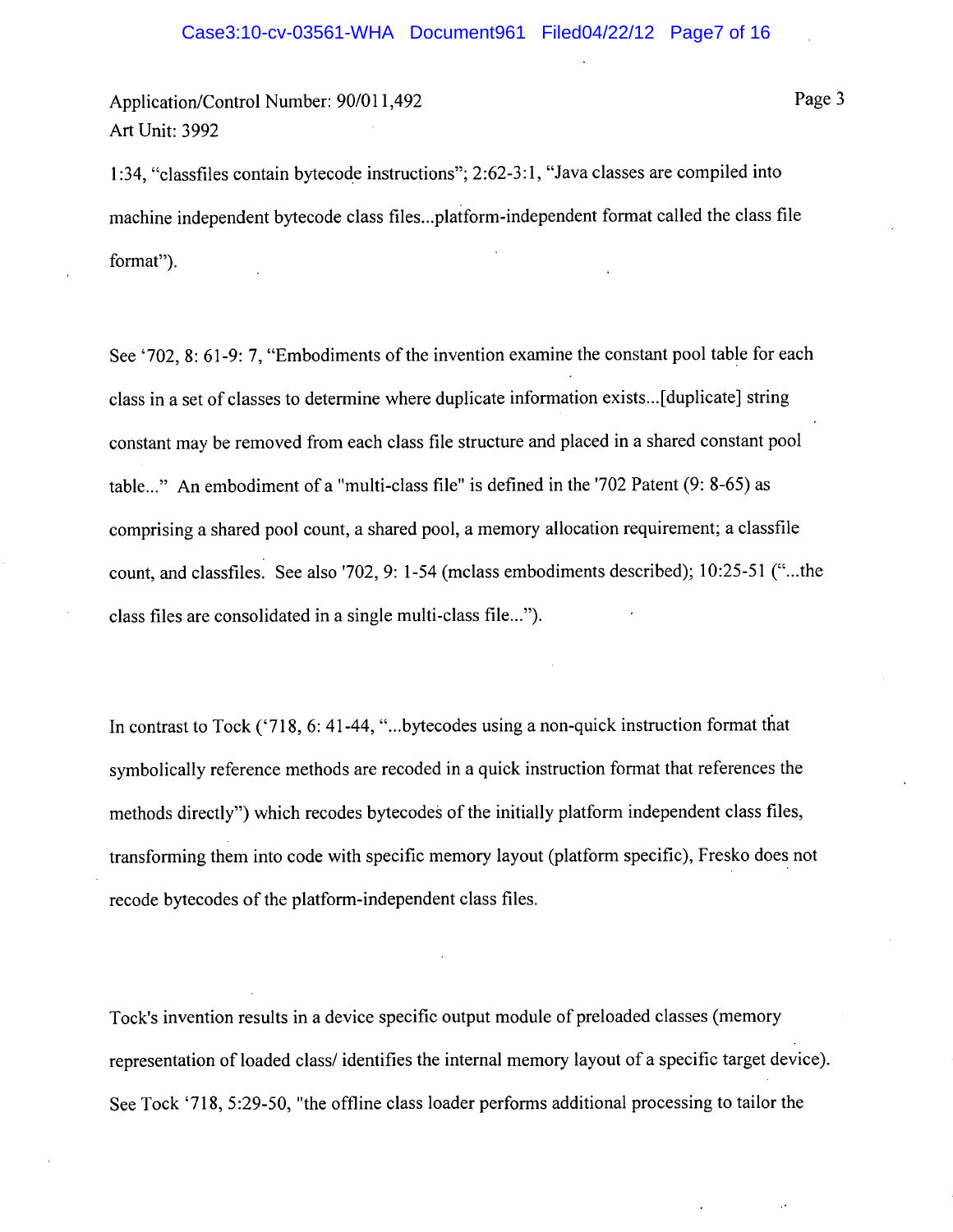Application/Control Number: 90/011,492
Art Unit: 3992

1:34, "classfiles contain bytecode instructions"; 2:62-3:1, "Java classes are compiled into machine independent bytecode class files...platform-independent format called the class file format").

See '702, 8: 61-9: 7, "Embodiments of the invention examine the constant pool table for each class in a set of classes to determine where duplicate information exists...[duplicate] string constant may be removed from each class file structure and placed in a shared constant pool table..." An embodiment of a "multi-class file" is defined in the '702 Patent (9: 8-65) as comprising a shared pool count, a shared pool, a memory allocation requirement; a classfile count, and classfiles. See also '702, 9: 1-54 (mclass embodiments described); 10:25-51 ("...the class files are consolidated in a single multi-class file...").

In contrast to Tock ('718, 6: 41-44, "...bytecodes using a non-quick instruction format that symbolically reference methods are recoded in a quick instruction format that references the methods directly") which recodes bytecodes of the initially platform independent class files, transforming them into code with specific memory layout (platform specific), Fresko does not recode bytecodes of the platform-independent class files.

Tock's invention results in a device specific output module of preloaded classes (memory representation of loaded class/ identifies the internal memory layout of a specific target device). See Tock '718, 5:29-50, "the offline class loader performs additional processing to tailor the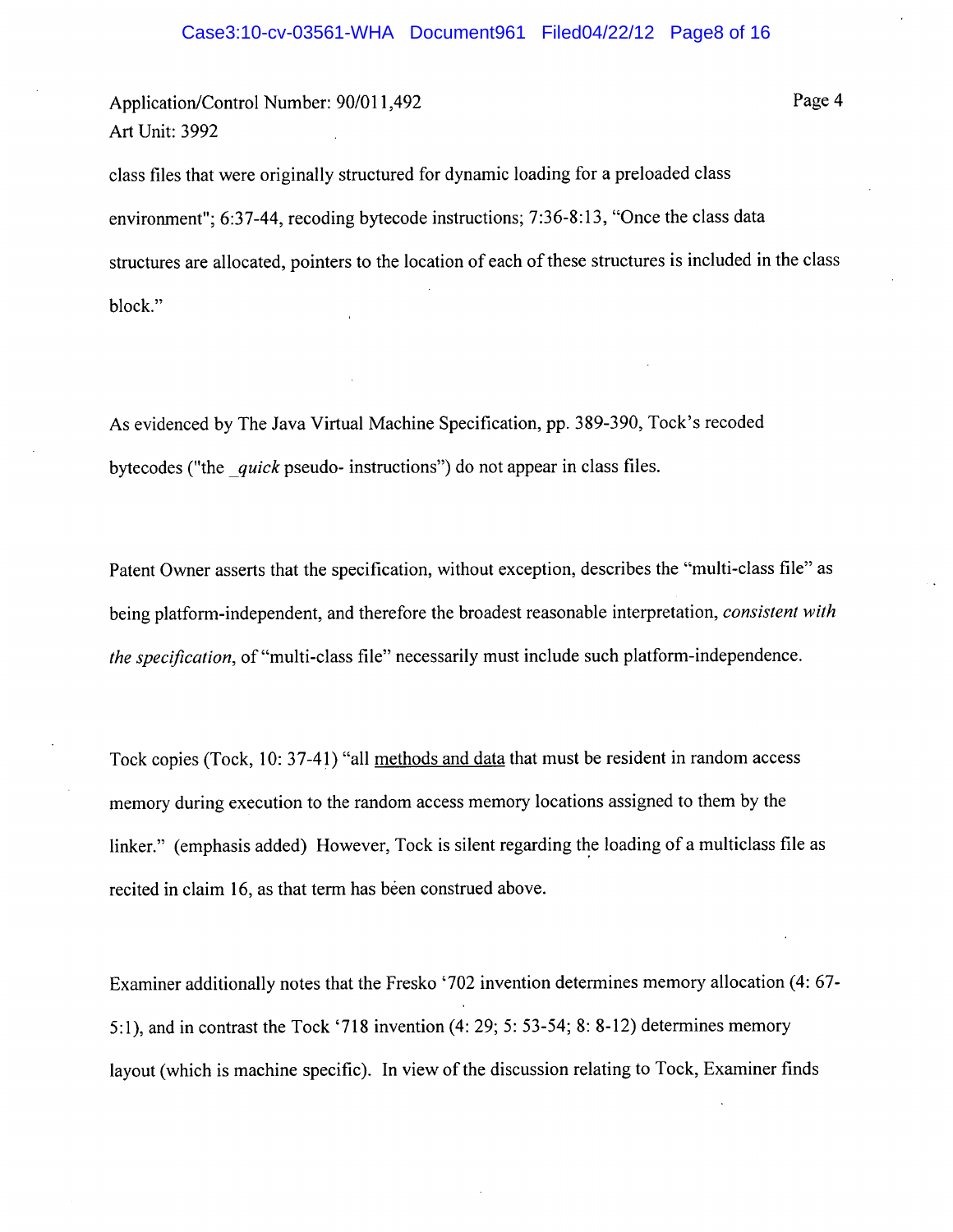Application/Control Number: 90/011,492
Art Unit: 3992

class files that were originally structured for dynamic loading for a preloaded class environment"; 6:37-44, recoding bytecode instructions; 7:36-8:13, "Once the class data structures are allocated, pointers to the location of each of these structures is included in the class block."

As evidenced by The Java Virtual Machine Specification, pp. 389-390, Tock's recoded bytecodes ("the *_quick* pseudo- instructions") do not appear in class files.

Patent Owner asserts that the specification, without exception, describes the "multi-class file" as being platform-independent, and therefore the broadest reasonable interpretation, *consistent with the specification*, of "multi-class file" necessarily must include such platform-independence.

Tock copies (Tock, 10: 37-41) "all <u>methods and data</u> that must be resident in random access memory during execution to the random access memory locations assigned to them by the linker." (emphasis added) However, Tock is silent regarding the loading of a multiclass file as recited in claim 16, as that term has been construed above.

Examiner additionally notes that the Fresko '702 invention determines memory allocation (4: 67-5:1), and in contrast the Tock '718 invention (4: 29; 5: 53-54; 8: 8-12) determines memory layout (which is machine specific). In view of the discussion relating to Tock, Examiner finds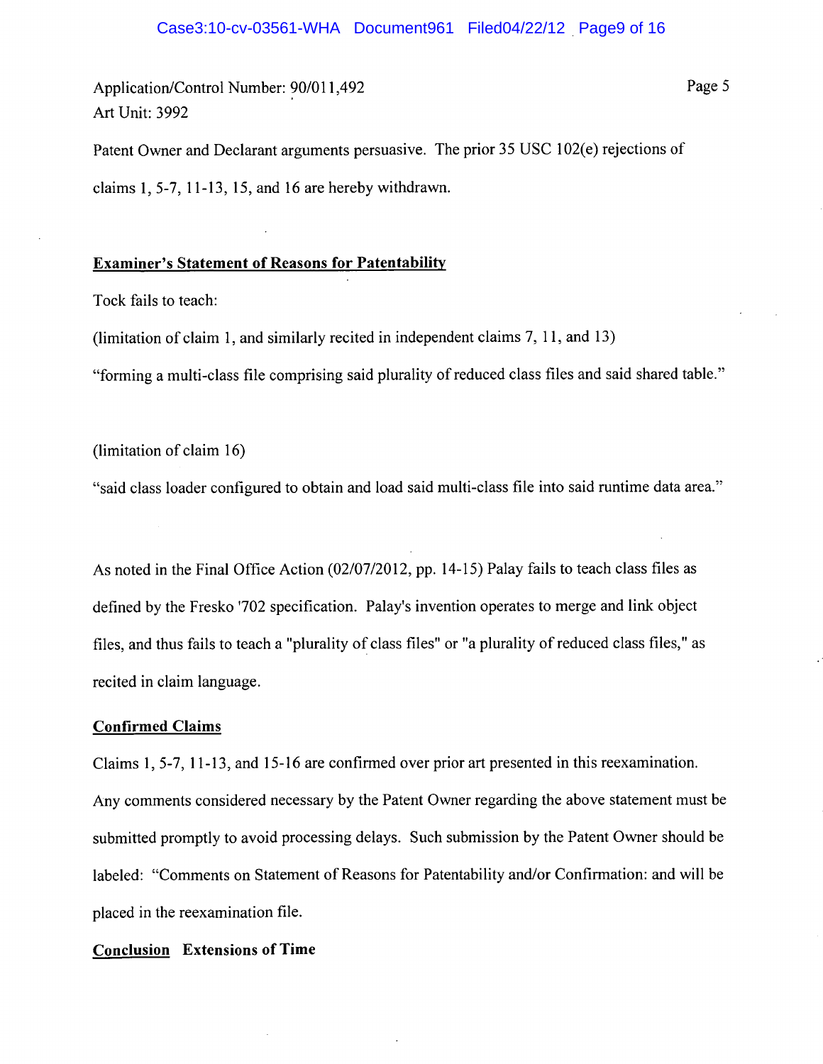Application/Control Number: 90/011,492
Art Unit: 3992

Patent Owner and Declarant arguments persuasive. The prior 35 USC 102(e) rejections of claims 1, 5-7, 11-13, 15, and 16 are hereby withdrawn.

**Examiner's Statement of Reasons for Patentability**

Tock fails to teach:

(limitation of claim 1, and similarly recited in independent claims 7, 11, and 13)

"forming a multi-class file comprising said plurality of reduced class files and said shared table."

(limitation of claim 16)

"said class loader configured to obtain and load said multi-class file into said runtime data area."

As noted in the Final Office Action (02/07/2012, pp. 14-15) Palay fails to teach class files as defined by the Fresko '702 specification. Palay's invention operates to merge and link object files, and thus fails to teach a "plurality of class files" or "a plurality of reduced class files," as recited in claim language.

**Confirmed Claims**

Claims 1, 5-7, 11-13, and 15-16 are confirmed over prior art presented in this reexamination. Any comments considered necessary by the Patent Owner regarding the above statement must be submitted promptly to avoid processing delays. Such submission by the Patent Owner should be labeled: "Comments on Statement of Reasons for Patentability and/or Confirmation: and will be placed in the reexamination file.

**Conclusion** **Extensions of Time**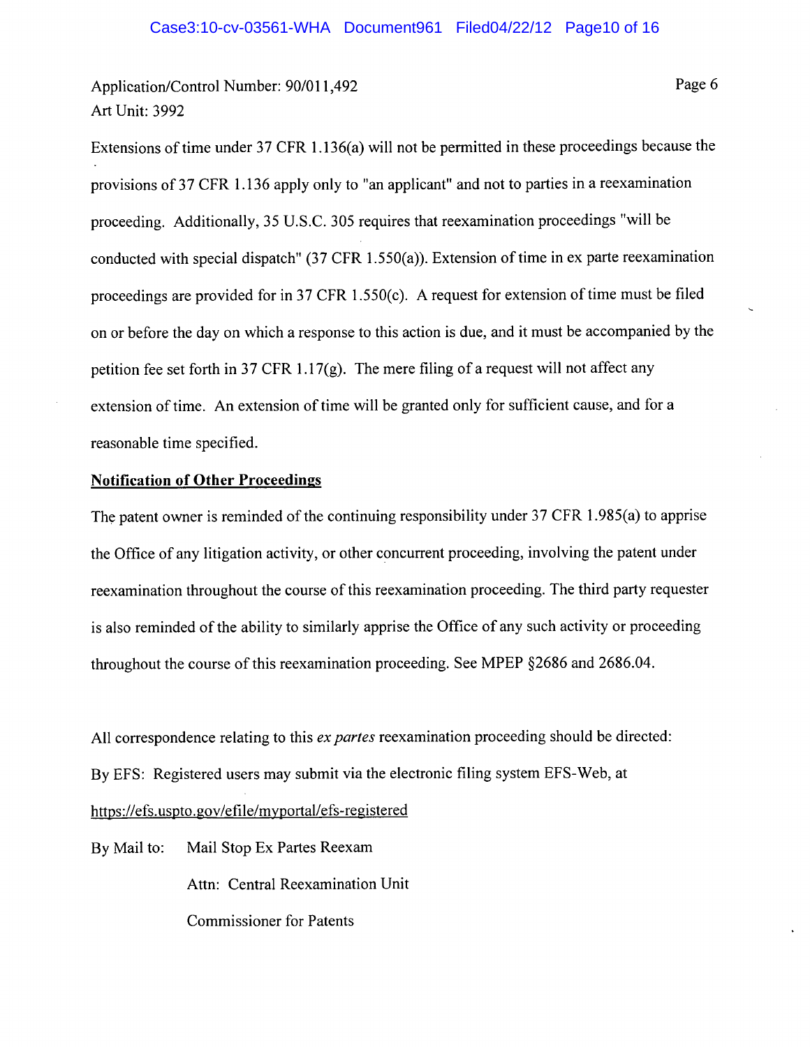Application/Control Number: 90/011,492
Art Unit: 3992

Extensions of time under 37 CFR 1.136(a) will not be permitted in these proceedings because the provisions of 37 CFR 1.136 apply only to "an applicant" and not to parties in a reexamination proceeding. Additionally, 35 U.S.C. 305 requires that reexamination proceedings "will be conducted with special dispatch" (37 CFR 1.550(a)). Extension of time in ex parte reexamination proceedings are provided for in 37 CFR 1.550(c). A request for extension of time must be filed on or before the day on which a response to this action is due, and it must be accompanied by the petition fee set forth in 37 CFR 1.17(g). The mere filing of a request will not affect any extension of time. An extension of time will be granted only for sufficient cause, and for a reasonable time specified.

**Notification of Other Proceedings**

The patent owner is reminded of the continuing responsibility under 37 CFR 1.985(a) to apprise the Office of any litigation activity, or other concurrent proceeding, involving the patent under reexamination throughout the course of this reexamination proceeding. The third party requester is also reminded of the ability to similarly apprise the Office of any such activity or proceeding throughout the course of this reexamination proceeding. See MPEP §2686 and 2686.04.

All correspondence relating to this *ex partes* reexamination proceeding should be directed:

By EFS: Registered users may submit via the electronic filing system EFS-Web, at https://efs.uspto.gov/efile/myportal/efs-registered

By Mail to: Mail Stop Ex Partes Reexam

Attn: Central Reexamination Unit

Commissioner for Patents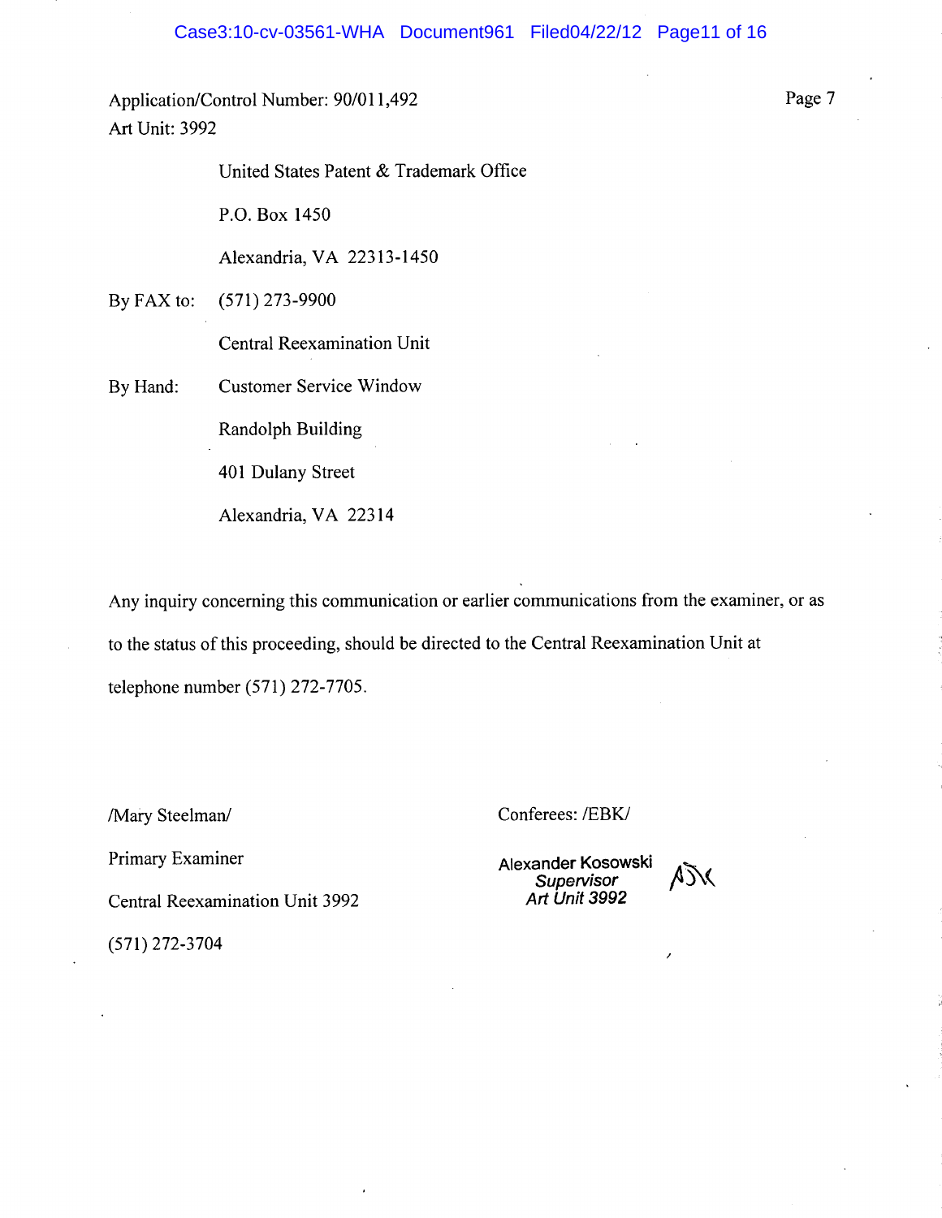Application/Control Number: 90/011,492
Art Unit: 3992

United States Patent & Trademark Office

P.O. Box 1450

Alexandria, VA 22313-1450

By FAX to: (571) 273-9900

Central Reexamination Unit

By Hand: Customer Service Window

Randolph Building

401 Dulany Street

Alexandria, VA 22314

Any inquiry concerning this communication or earlier communications from the examiner, or as to the status of this proceeding, should be directed to the Central Reexamination Unit at telephone number (571) 272-7705.

/Mary Steelman/

Primary Examiner

Central Reexamination Unit 3992

(571) 272-3704

Conferees: /EBK/

**Alexander Kosowski**
*Supervisor*
*Art Unit 3992*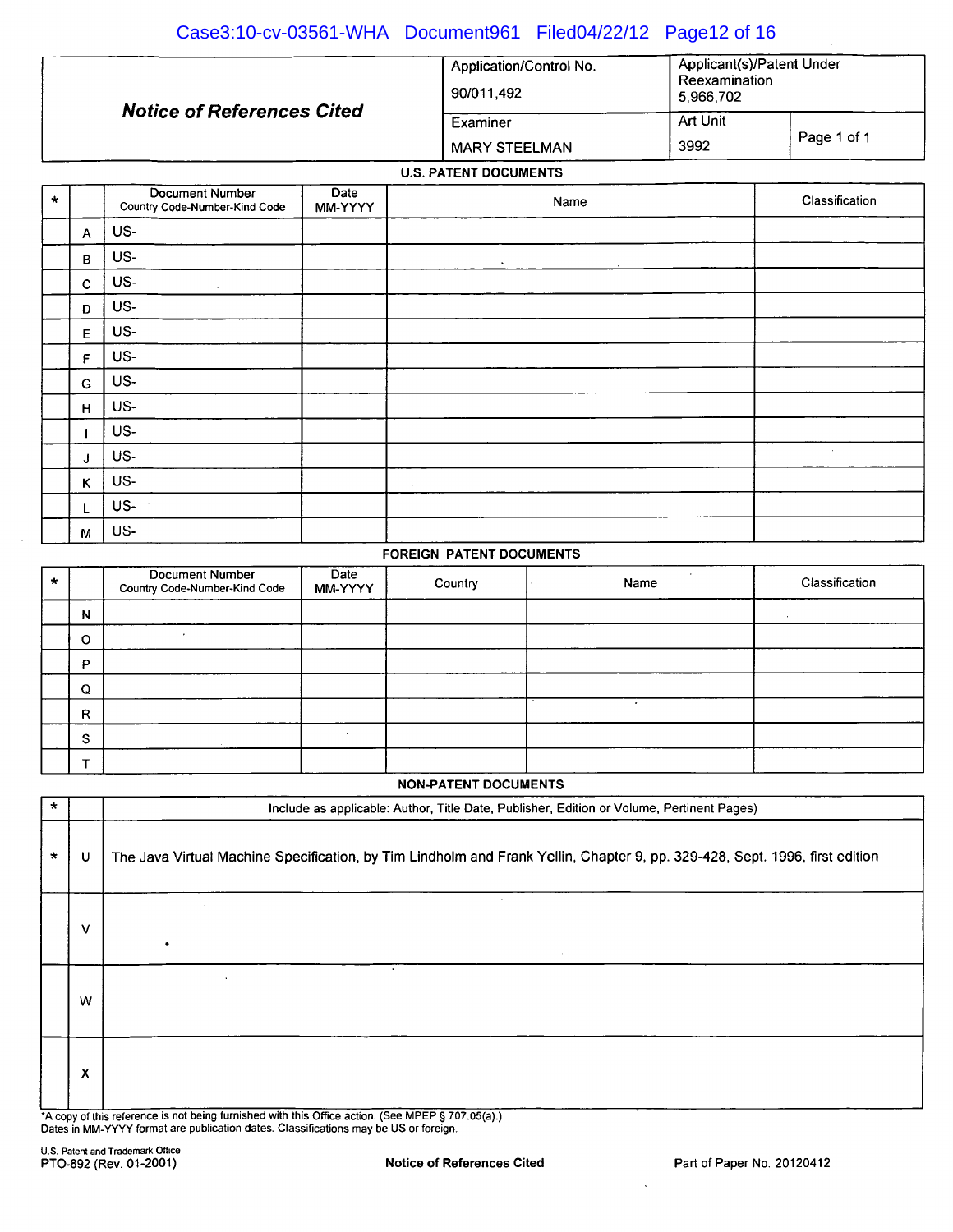# Notice of References Cited

| | | |
|---|---|---|
| **Notice of References Cited** | Application/Control No. 90/011,492 | Applicant(s)/Patent Under Reexamination 5,966,702 |
| | Examiner MARY STEELMAN | Art Unit 3992 — Page 1 of 1 |

## U.S. PATENT DOCUMENTS

| * | | Document Number Country Code-Number-Kind Code | Date MM-YYYY | Name | Classification |
|---|---|---|---|---|---|
| | A | US- | | | |
| | B | US- | | | |
| | C | US- | | | |
| | D | US- | | | |
| | E | US- | | | |
| | F | US- | | | |
| | G | US- | | | |
| | H | US- | | | |
| | I | US- | | | |
| | J | US- | | | |
| | K | US- | | | |
| | L | US- | | | |
| | M | US- | | | |

## FOREIGN PATENT DOCUMENTS

| * | | Document Number Country Code-Number-Kind Code | Date MM-YYYY | Country | Name | Classification |
|---|---|---|---|---|---|---|
| | N | | | | | |
| | O | | | | | |
| | P | | | | | |
| | Q | | | | | |
| | R | | | | | |
| | S | | | | | |
| | T | | | | | |

## NON-PATENT DOCUMENTS

| * | | Include as applicable: Author, Title Date, Publisher, Edition or Volume, Pertinent Pages) |
|---|---|---|
| * | U | The Java Virtual Machine Specification, by Tim Lindholm and Frank Yellin, Chapter 9, pp. 329-428, Sept. 1996, first edition |
| | V | |
| | W | |
| | X | |

*A copy of this reference is not being furnished with this Office action. (See MPEP § 707.05(a).)
Dates in MM-YYYY format are publication dates. Classifications may be US or foreign.

U.S. Patent and Trademark Office
PTO-892 (Rev. 01-2001) Notice of References Cited Part of Paper No. 20120412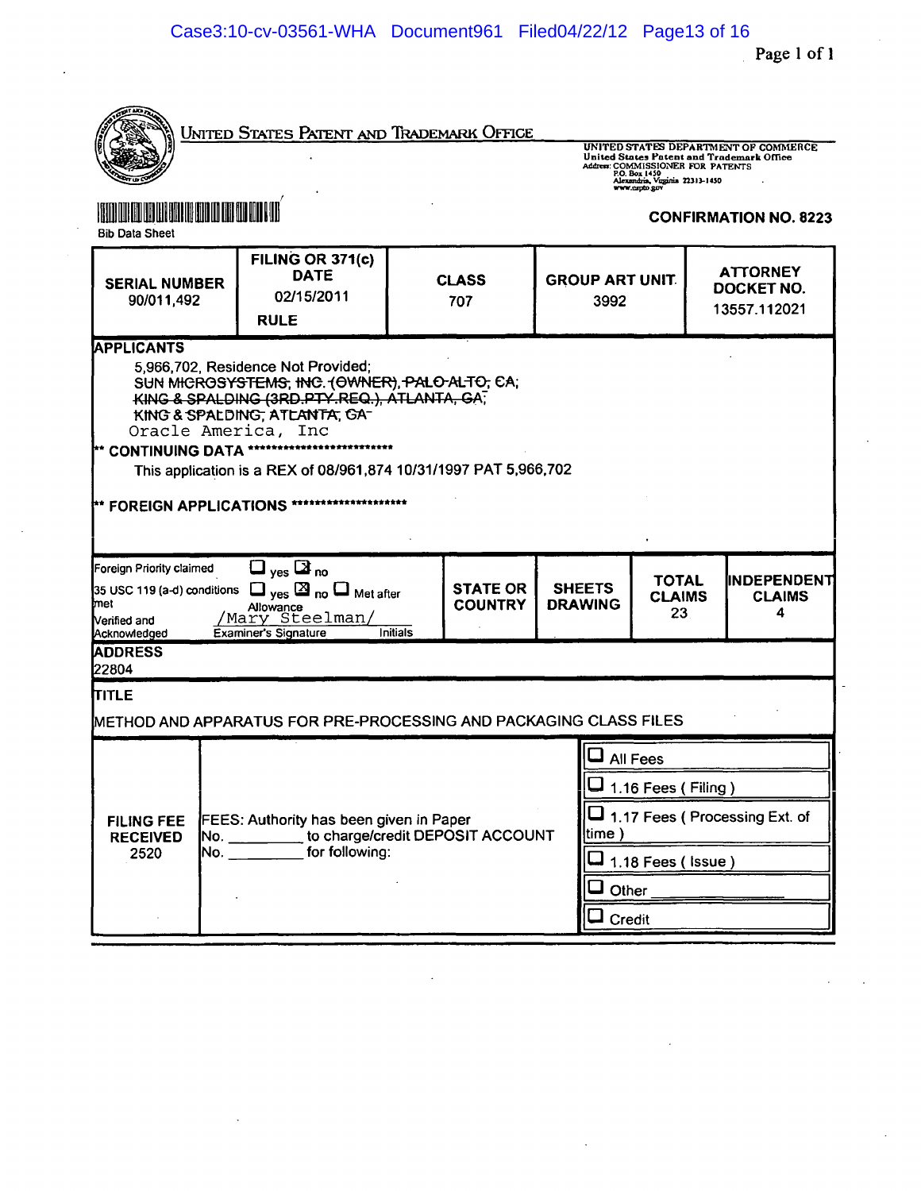**UNITED STATES PATENT AND TRADEMARK OFFICE**

UNITED STATES DEPARTMENT OF COMMERCE
United States Patent and Trademark Office
Address: COMMISSIONER FOR PATENTS
P.O. Box 1450
Alexandria, Virginia 22313-1450
www.uspto.gov

Bib Data Sheet

**CONFIRMATION NO. 8223**

| SERIAL NUMBER | FILING OR 371(c) DATE | CLASS | GROUP ART UNIT | ATTORNEY DOCKET NO. |
|---|---|---|---|---|
| 90/011,492 | 02/15/2011<br>RULE | 707 | 3992 | 13557.112021 |

**APPLICANTS**

5,966,702, Residence Not Provided;
~~SUN MICROSYSTEMS, INC. (OWNER), PALO ALTO, CA;~~
~~KING & SPALDING (3RD PTY REQ.), ATLANTA, GA;~~
~~KING & SPALDING, ATLANTA, GA~~
Oracle America, Inc

** CONTINUING DATA *************************

This application is a REX of 08/961,874 10/31/1997 PAT 5,966,702

** FOREIGN APPLICATIONS ********************

| Foreign Priority claimed / 35 USC 119 (a-d) conditions met / Verified and Acknowledged | STATE OR COUNTRY | SHEETS DRAWING | TOTAL CLAIMS | INDEPENDENT CLAIMS |
|---|---|---|---|---|
| Foreign Priority claimed: ☐ yes ☒ no<br>35 USC 119 (a-d) conditions met: ☐ yes ☒ no ☐ Met after Allowance<br>Verified and Acknowledged: /Mary Steelman/ Examiner's Signature Initials | | | 23 | 4 |

**ADDRESS**

22804

**TITLE**

METHOD AND APPARATUS FOR PRE-PROCESSING AND PACKAGING CLASS FILES

| FILING FEE RECEIVED | | |
|---|---|---|
| 2520 | FEES: Authority has been given in Paper No. _________ to charge/credit DEPOSIT ACCOUNT No. _________ for following: | ☐ All Fees<br>☐ 1.16 Fees ( Filing )<br>☐ 1.17 Fees ( Processing Ext. of time )<br>☐ 1.18 Fees ( Issue )<br>☐ Other _________<br>☐ Credit |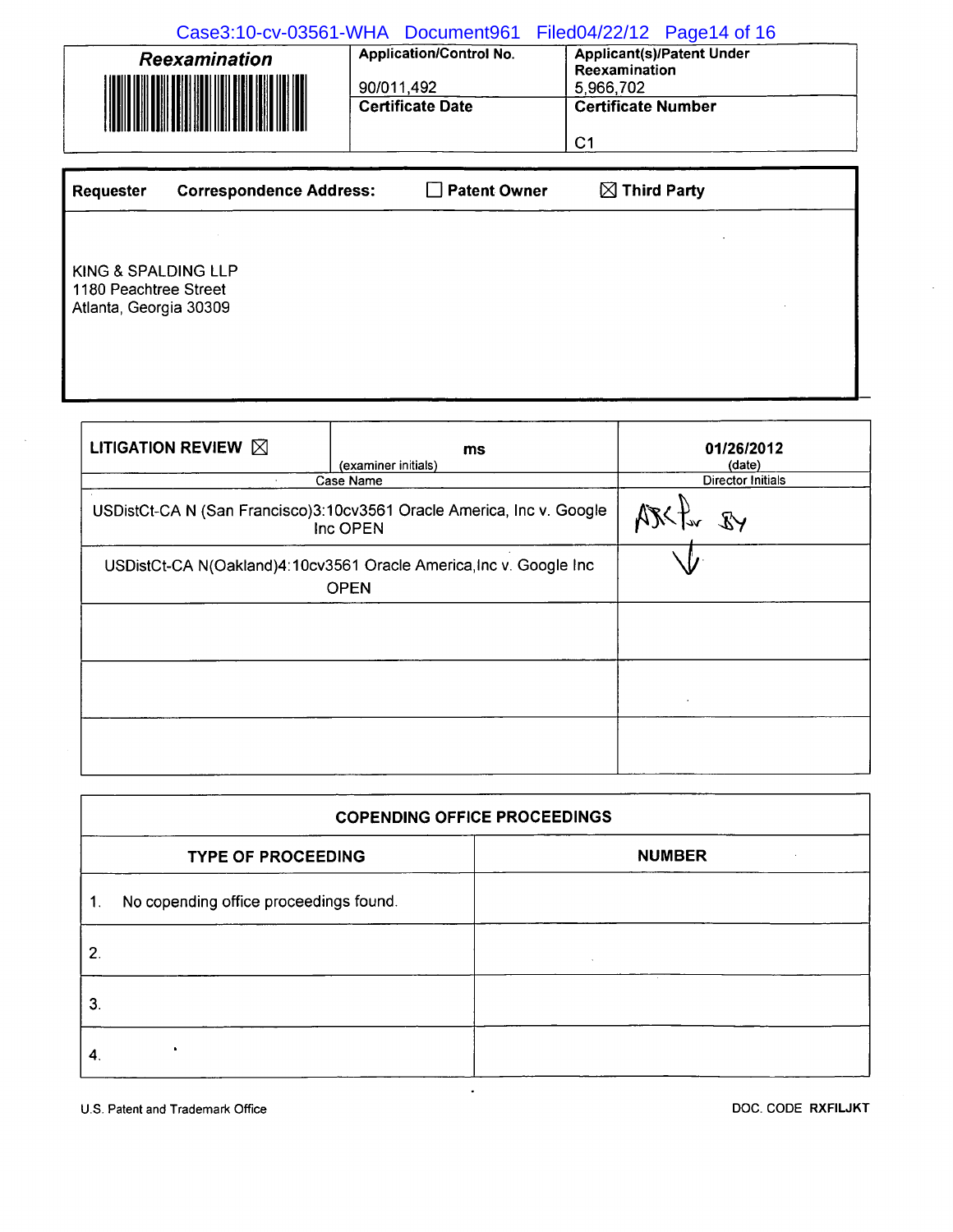| ***Reexamination*** | **Application/Control No.** | **Applicant(s)/Patent Under Reexamination** |
|---|---|---|
| | 90/011,492 | 5,966,702 |
| | **Certificate Date** | **Certificate Number** |
| | | C1 |

| **Requester** | **Correspondence Address:** | ☐ **Patent Owner** | ☒ **Third Party** |
|---|---|---|---|

KING & SPALDING LLP
1180 Peachtree Street
Atlanta, Georgia 30309

| **LITIGATION REVIEW** ☒ | ms (examiner initials) | **01/26/2012** (date) |
|---|---|---|
| Case Name | | Director Initials |
| USDistCt-CA N (San Francisco)3:10cv3561 Oracle America, Inc v. Google Inc OPEN | | ARK for BY |
| USDistCt-CA N(Oakland)4:10cv3561 Oracle America,Inc v. Google Inc OPEN | | √ |
| | | |
| | | |
| | | |

| **COPENDING OFFICE PROCEEDINGS** | |
|---|---|
| **TYPE OF PROCEEDING** | **NUMBER** |
| 1. No copending office proceedings found. | |
| 2. | |
| 3. | |
| 4. | |

U.S. Patent and Trademark Office

DOC. CODE **RXFILJKT**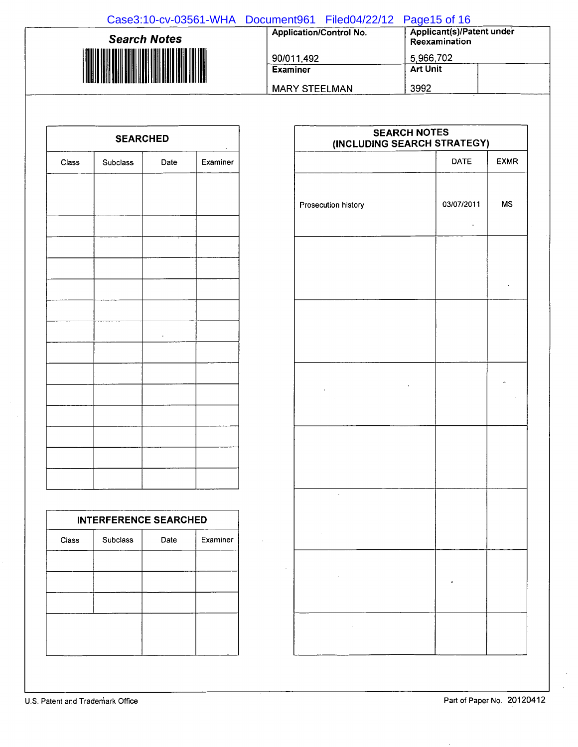## Search Notes

| Application/Control No. | Applicant(s)/Patent under Reexamination |
| --- | --- |
| 90/011,492 | 5,966,702 |
| **Examiner** | **Art Unit** |
| MARY STEELMAN | 3992 |

### SEARCHED

| Class | Subclass | Date | Examiner |
| --- | --- | --- | --- |
| | | | |

### SEARCH NOTES (INCLUDING SEARCH STRATEGY)

| | DATE | EXMR |
| --- | --- | --- |
| Prosecution history | 03/07/2011 | MS |

### INTERFERENCE SEARCHED

| Class | Subclass | Date | Examiner |
| --- | --- | --- | --- |
| | | | |

U.S. Patent and Trademark Office

Part of Paper No. 20120412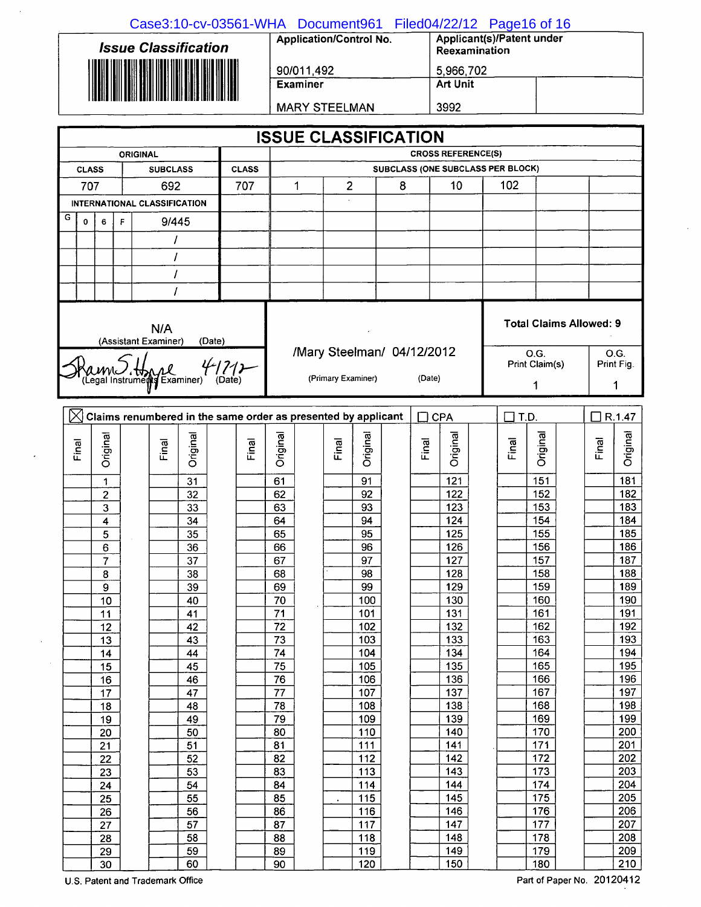## Issue Classification

| Application/Control No. | Applicant(s)/Patent under Reexamination |
|---|---|
| 90/011,492 | 5,966,702 |
| **Examiner** | **Art Unit** |
| MARY STEELMAN | 3992 |

# ISSUE CLASSIFICATION

| ORIGINAL | | CROSS REFERENCE(S) | | | | | | | |
|---|---|---|---|---|---|---|---|---|---|
| CLASS | SUBCLASS | CLASS | SUBCLASS (ONE SUBCLASS PER BLOCK) | | | | | | |
| 707 | 692 | 707 | 1 | 2 | 8 | 10 | 102 | | |

**INTERNATIONAL CLASSIFICATION**

| | | | | |
|---|---|---|---|---|
| G | 0 | 6 | F | 9/445 |
| | | | | / |
| | | | | / |
| | | | | / |
| | | | | / |

N/A
(Assistant Examiner) (Date)

Shawn S. Hope 4/17/12
(Legal Instruments Examiner) (Date)

/Mary Steelman/ 04/12/2012
(Primary Examiner) (Date)

**Total Claims Allowed: 9**

| O.G. Print Claim(s) | O.G. Print Fig. |
|---|---|
| 1 | 1 |

☒ Claims renumbered in the same order as presented by applicant ☐ CPA ☐ T.D. ☐ R.1.47

| Final | Original | Final | Original | Final | Original | Final | Original | Final | Original | Final | Original | Final | Original |
|---|---|---|---|---|---|---|---|---|---|---|---|---|---|
| | 1 | | 31 | | 61 | | 91 | | 121 | | 151 | | 181 |
| | 2 | | 32 | | 62 | | 92 | | 122 | | 152 | | 182 |
| | 3 | | 33 | | 63 | | 93 | | 123 | | 153 | | 183 |
| | 4 | | 34 | | 64 | | 94 | | 124 | | 154 | | 184 |
| | 5 | | 35 | | 65 | | 95 | | 125 | | 155 | | 185 |
| | 6 | | 36 | | 66 | | 96 | | 126 | | 156 | | 186 |
| | 7 | | 37 | | 67 | | 97 | | 127 | | 157 | | 187 |
| | 8 | | 38 | | 68 | | 98 | | 128 | | 158 | | 188 |
| | 9 | | 39 | | 69 | | 99 | | 129 | | 159 | | 189 |
| | 10 | | 40 | | 70 | | 100 | | 130 | | 160 | | 190 |
| | 11 | | 41 | | 71 | | 101 | | 131 | | 161 | | 191 |
| | 12 | | 42 | | 72 | | 102 | | 132 | | 162 | | 192 |
| | 13 | | 43 | | 73 | | 103 | | 133 | | 163 | | 193 |
| | 14 | | 44 | | 74 | | 104 | | 134 | | 164 | | 194 |
| | 15 | | 45 | | 75 | | 105 | | 135 | | 165 | | 195 |
| | 16 | | 46 | | 76 | | 106 | | 136 | | 166 | | 196 |
| | 17 | | 47 | | 77 | | 107 | | 137 | | 167 | | 197 |
| | 18 | | 48 | | 78 | | 108 | | 138 | | 168 | | 198 |
| | 19 | | 49 | | 79 | | 109 | | 139 | | 169 | | 199 |
| | 20 | | 50 | | 80 | | 110 | | 140 | | 170 | | 200 |
| | 21 | | 51 | | 81 | | 111 | | 141 | | 171 | | 201 |
| | 22 | | 52 | | 82 | | 112 | | 142 | | 172 | | 202 |
| | 23 | | 53 | | 83 | | 113 | | 143 | | 173 | | 203 |
| | 24 | | 54 | | 84 | | 114 | | 144 | | 174 | | 204 |
| | 25 | | 55 | | 85 | | 115 | | 145 | | 175 | | 205 |
| | 26 | | 56 | | 86 | | 116 | | 146 | | 176 | | 206 |
| | 27 | | 57 | | 87 | | 117 | | 147 | | 177 | | 207 |
| | 28 | | 58 | | 88 | | 118 | | 148 | | 178 | | 208 |
| | 29 | | 59 | | 89 | | 119 | | 149 | | 179 | | 209 |
| | 30 | | 60 | | 90 | | 120 | | 150 | | 180 | | 210 |

U.S. Patent and Trademark Office — Part of Paper No. 20120412